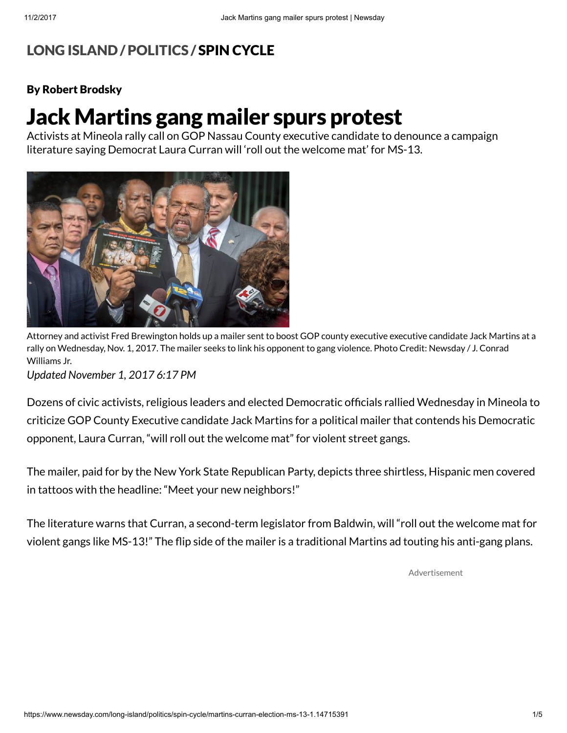LONG ISLAND / POLITICS / **SPIN CYCLE**

**By Robert Brodsky**

# Jack Martins gang mailer spurs protest

Activists at Mineola rally call on GOP Nassau County executive candidate to denounce a campaign literature saying Democrat Laura Curran will 'roll out the welcome mat' for MS-13.

Attorney and activist Fred Brewington holds up a mailer sent to boost GOP county executive executive candidate Jack Martins at a rally on Wednesday, Nov. 1, 2017. The mailer seeks to link his opponent to gang violence. Photo Credit: Newsday / J. Conrad Williams Jr.

*Updated November 1, 2017 6:17 PM*

Dozens of civic activists, religious leaders and elected Democratic officials rallied Wednesday in Mineola to criticize GOP County Executive candidate Jack Martins for a political mailer that contends his Democratic opponent, Laura Curran, "will roll out the welcome mat" for violent street gangs.

The mailer, paid for by the New York State Republican Party, depicts three shirtless, Hispanic men covered in tattoos with the headline: "Meet your new neighbors!"

The literature warns that Curran, a second-term legislator from Baldwin, will "roll out the welcome mat for violent gangs like MS-13!" The flip side of the mailer is a traditional Martins ad touting his anti-gang plans.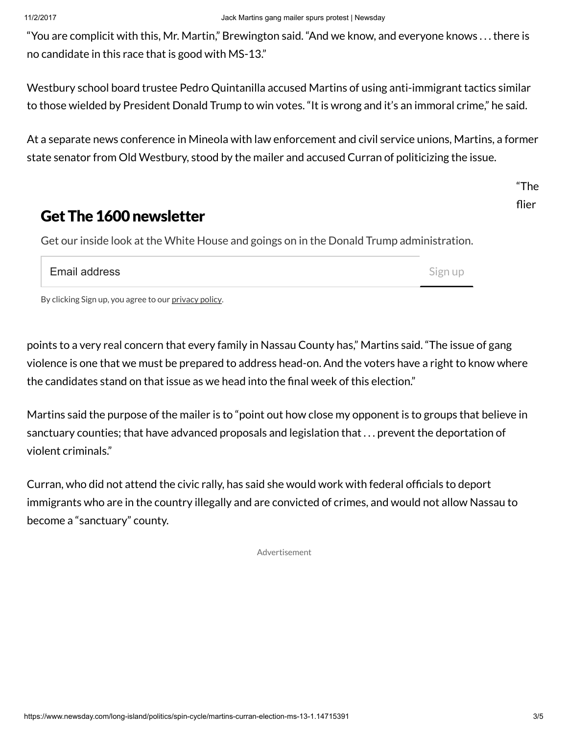"You are complicit with this, Mr. Martin," Brewington said. "And we know, and everyone knows . . . there is no candidate in this race that is good with MS-13."

Westbury school board trustee Pedro Quintanilla accused Martins of using anti-immigrant tactics similar to those wielded by President Donald Trump to win votes. "It is wrong and it's an immoral crime," he said.

At a separate news conference in Mineola with law enforcement and civil service unions, Martins, a former state senator from Old Westbury, stood by the mailer and accused Curran of politicizing the issue.

"The flier points to a very real concern that every family in Nassau County has," Martins said. "The issue of gang violence is one that we must be prepared to address head-on. And the voters have a right to know where the candidates stand on that issue as we head into the final week of this election."

Martins said the purpose of the mailer is to "point out how close my opponent is to groups that believe in sanctuary counties; that have advanced proposals and legislation that . . . prevent the deportation of violent criminals."

Curran, who did not attend the civic rally, has said she would work with federal officials to deport immigrants who are in the country illegally and are convicted of crimes, and would not allow Nassau to become a "sanctuary" county.